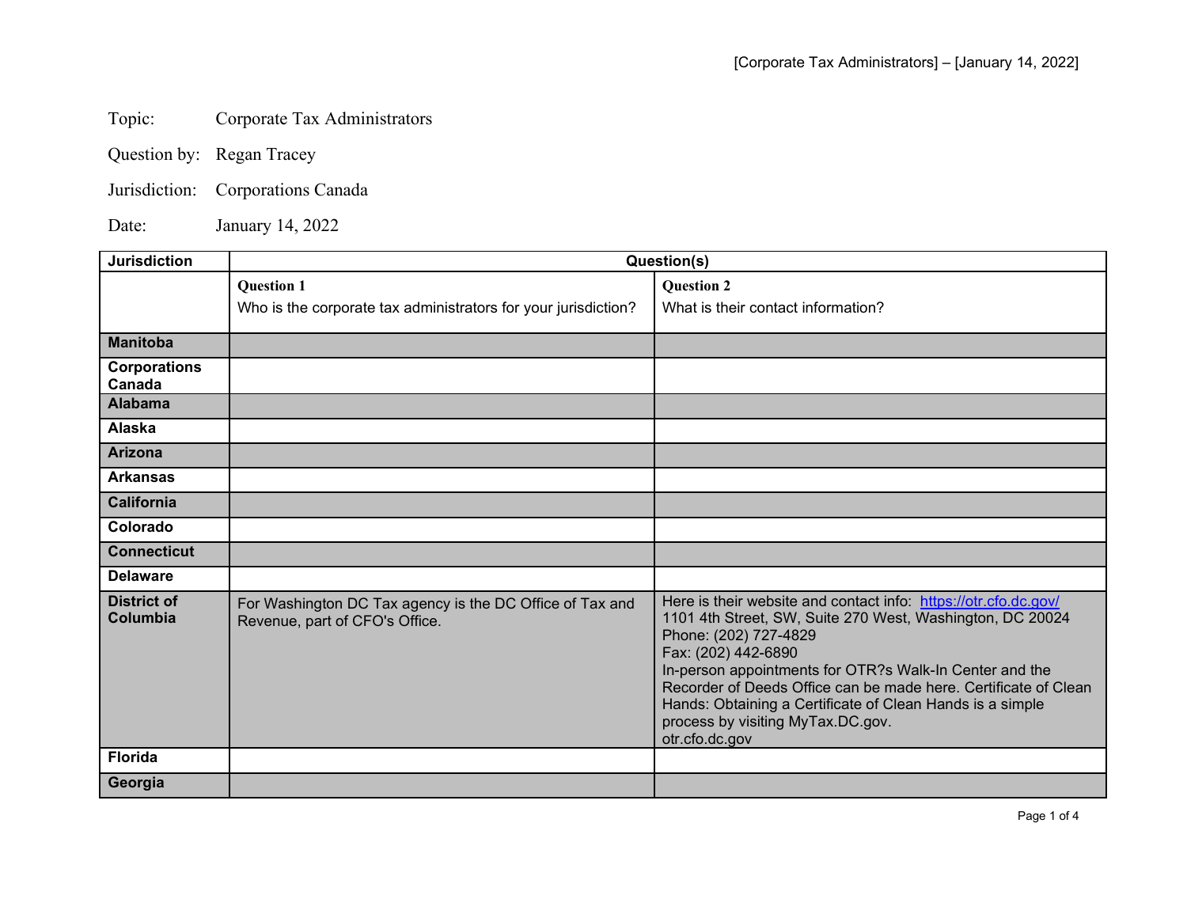Topic: Corporate Tax Administrators

Question by: Regan Tracey

Jurisdiction: Corporations Canada

Date: January 14, 2022

| Jurisdiction | Question(s) | |
|---|---|---|
| | **Question 1**<br>Who is the corporate tax administrators for your jurisdiction? | **Question 2**<br>What is their contact information? |
| **Manitoba** | | |
| **Corporations Canada** | | |
| **Alabama** | | |
| **Alaska** | | |
| **Arizona** | | |
| **Arkansas** | | |
| **California** | | |
| **Colorado** | | |
| **Connecticut** | | |
| **Delaware** | | |
| **District of Columbia** | For Washington DC Tax agency is the DC Office of Tax and Revenue, part of CFO's Office. | Here is their website and contact info: https://otr.cfo.dc.gov/<br>1101 4th Street, SW, Suite 270 West, Washington, DC 20024<br>Phone: (202) 727-4829<br>Fax: (202) 442-6890<br>In-person appointments for OTR?s Walk-In Center and the Recorder of Deeds Office can be made here. Certificate of Clean Hands: Obtaining a Certificate of Clean Hands is a simple process by visiting MyTax.DC.gov.<br>otr.cfo.dc.gov |
| **Florida** | | |
| **Georgia** | | |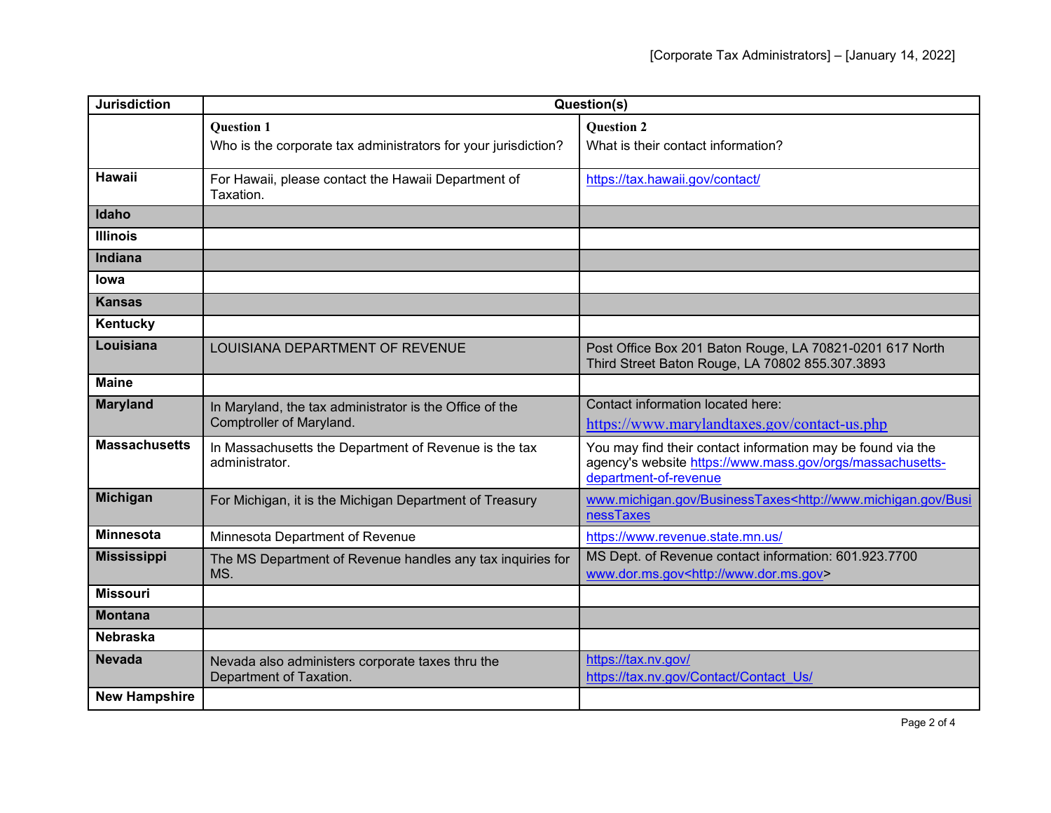| Jurisdiction | Question(s) | |
|---|---|---|
| | **Question 1**<br>Who is the corporate tax administrators for your jurisdiction? | **Question 2**<br>What is their contact information? |
| **Hawaii** | For Hawaii, please contact the Hawaii Department of Taxation. | https://tax.hawaii.gov/contact/ |
| **Idaho** | | |
| **Illinois** | | |
| **Indiana** | | |
| **Iowa** | | |
| **Kansas** | | |
| **Kentucky** | | |
| **Louisiana** | LOUISIANA DEPARTMENT OF REVENUE | Post Office Box 201 Baton Rouge, LA 70821-0201 617 North Third Street Baton Rouge, LA 70802 855.307.3893 |
| **Maine** | | |
| **Maryland** | In Maryland, the tax administrator is the Office of the Comptroller of Maryland. | Contact information located here:<br>https://www.marylandtaxes.gov/contact-us.php |
| **Massachusetts** | In Massachusetts the Department of Revenue is the tax administrator. | You may find their contact information may be found via the agency's website https://www.mass.gov/orgs/massachusetts-department-of-revenue |
| **Michigan** | For Michigan, it is the Michigan Department of Treasury | www.michigan.gov/BusinessTaxes<http://www.michigan.gov/BusinessTaxes |
| **Minnesota** | Minnesota Department of Revenue | https://www.revenue.state.mn.us/ |
| **Mississippi** | The MS Department of Revenue handles any tax inquiries for MS. | MS Dept. of Revenue contact information: 601.923.7700<br>www.dor.ms.gov<http://www.dor.ms.gov> |
| **Missouri** | | |
| **Montana** | | |
| **Nebraska** | | |
| **Nevada** | Nevada also administers corporate taxes thru the Department of Taxation. | https://tax.nv.gov/<br>https://tax.nv.gov/Contact/Contact_Us/ |
| **New Hampshire** | | |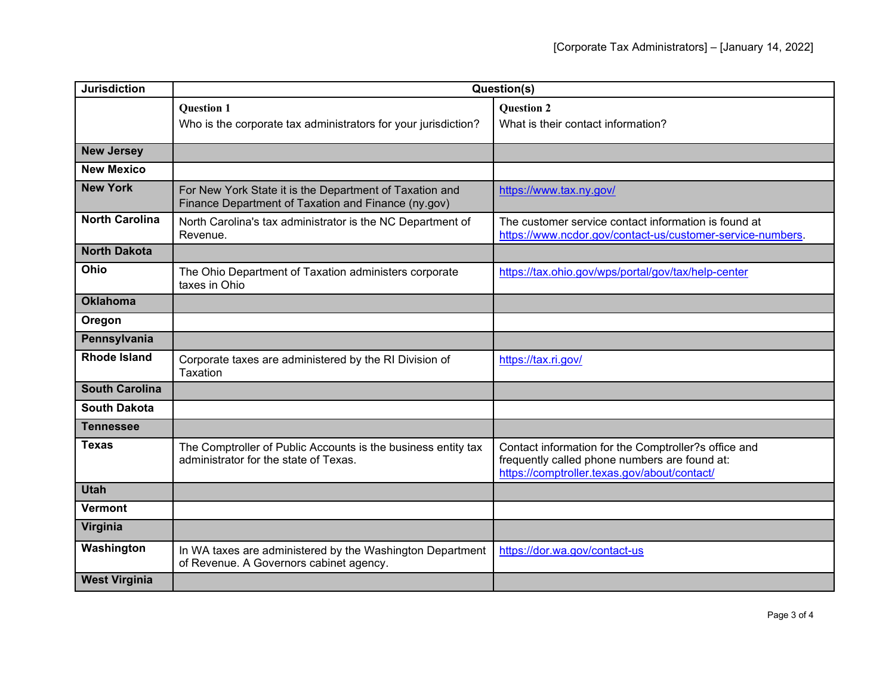| Jurisdiction | Question(s) | |
|---|---|---|
| | **Question 1**<br>Who is the corporate tax administrators for your jurisdiction? | **Question 2**<br>What is their contact information? |
| **New Jersey** | | |
| **New Mexico** | | |
| **New York** | For New York State it is the Department of Taxation and Finance Department of Taxation and Finance (ny.gov) | https://www.tax.ny.gov/ |
| **North Carolina** | North Carolina's tax administrator is the NC Department of Revenue. | The customer service contact information is found at https://www.ncdor.gov/contact-us/customer-service-numbers. |
| **North Dakota** | | |
| **Ohio** | The Ohio Department of Taxation administers corporate taxes in Ohio | https://tax.ohio.gov/wps/portal/gov/tax/help-center |
| **Oklahoma** | | |
| **Oregon** | | |
| **Pennsylvania** | | |
| **Rhode Island** | Corporate taxes are administered by the RI Division of Taxation | https://tax.ri.gov/ |
| **South Carolina** | | |
| **South Dakota** | | |
| **Tennessee** | | |
| **Texas** | The Comptroller of Public Accounts is the business entity tax administrator for the state of Texas. | Contact information for the Comptroller?s office and frequently called phone numbers are found at: https://comptroller.texas.gov/about/contact/ |
| **Utah** | | |
| **Vermont** | | |
| **Virginia** | | |
| **Washington** | In WA taxes are administered by the Washington Department of Revenue. A Governors cabinet agency. | https://dor.wa.gov/contact-us |
| **West Virginia** | | |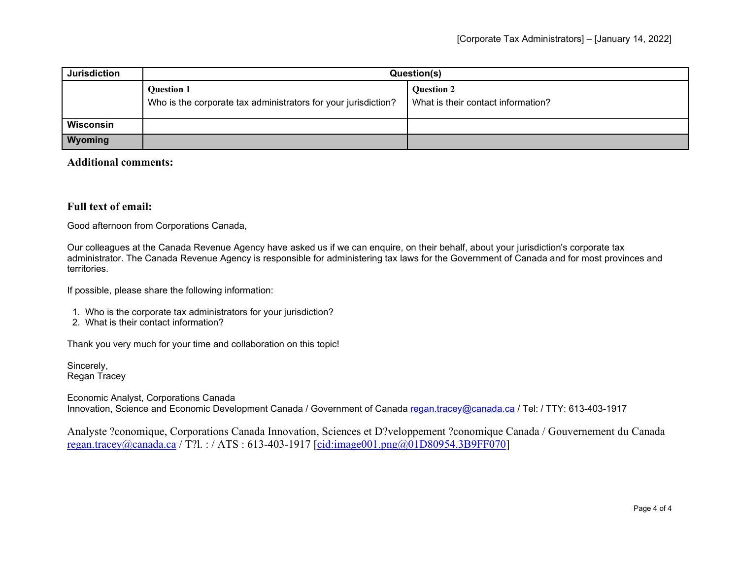| Jurisdiction | Question(s) | |
|---|---|---|
| | **Question 1**<br>Who is the corporate tax administrators for your jurisdiction? | **Question 2**<br>What is their contact information? |
| **Wisconsin** | | |
| **Wyoming** | | |

**Additional comments:**

**Full text of email:**

Good afternoon from Corporations Canada,

Our colleagues at the Canada Revenue Agency have asked us if we can enquire, on their behalf, about your jurisdiction's corporate tax administrator. The Canada Revenue Agency is responsible for administering tax laws for the Government of Canada and for most provinces and territories.

If possible, please share the following information:

1. Who is the corporate tax administrators for your jurisdiction?
2. What is their contact information?

Thank you very much for your time and collaboration on this topic!

Sincerely,
Regan Tracey

Economic Analyst, Corporations Canada
Innovation, Science and Economic Development Canada / Government of Canada regan.tracey@canada.ca / Tel: / TTY: 613-403-1917

Analyste ?conomique, Corporations Canada Innovation, Sciences et D?veloppement ?conomique Canada / Gouvernement du Canada regan.tracey@canada.ca / T?l. : / ATS : 613-403-1917 [cid:image001.png@01D80954.3B9FF070]